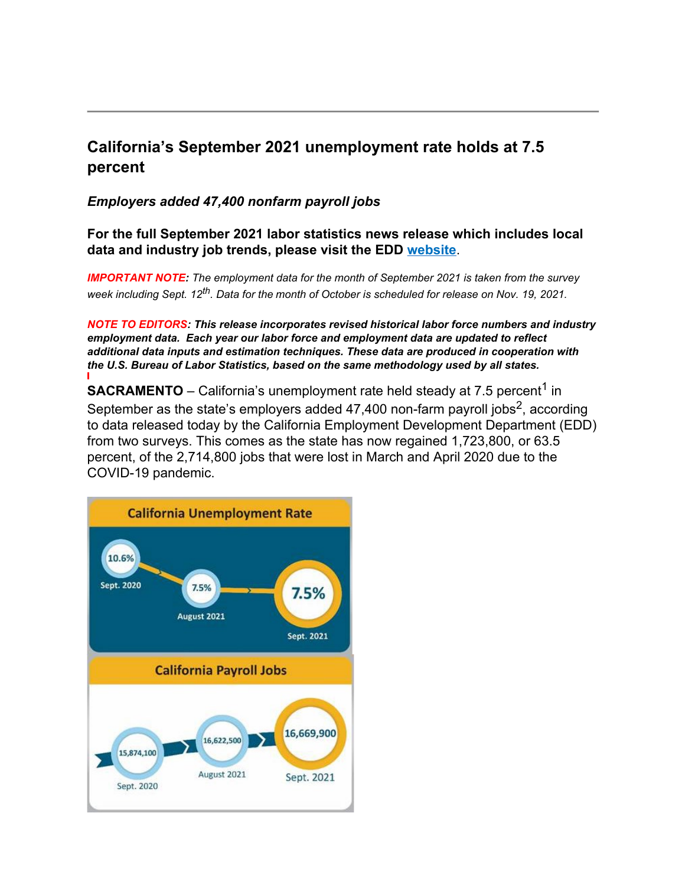## California's September 2021 unemployment rate holds at 7.5 percent

### *Employers added 47,400 nonfarm payroll jobs*

**For the full September 2021 labor statistics news release which includes local data and industry job trends, please visit the EDD [website](#).**

*IMPORTANT NOTE: The employment data for the month of September 2021 is taken from the survey week including Sept. 12th. Data for the month of October is scheduled for release on Nov. 19, 2021.*

***NOTE TO EDITORS: This release incorporates revised historical labor force numbers and industry employment data. Each year our labor force and employment data are updated to reflect additional data inputs and estimation techniques. These data are produced in cooperation with the U.S. Bureau of Labor Statistics, based on the same methodology used by all states.***

**SACRAMENTO** – California's unemployment rate held steady at 7.5 percent[1] in September as the state's employers added 47,400 non-farm payroll jobs[2], according to data released today by the California Employment Development Department (EDD) from two surveys. This comes as the state has now regained 1,723,800, or 63.5 percent, of the 2,714,800 jobs that were lost in March and April 2020 due to the COVID-19 pandemic.

**California Unemployment Rate**

| Sept. 2020 | August 2021 | Sept. 2021 |
|---|---|---|
| 10.6% | 7.5% | 7.5% |

**California Payroll Jobs**

| Sept. 2020 | August 2021 | Sept. 2021 |
|---|---|---|
| 15,874,100 | 16,622,500 | 16,669,900 |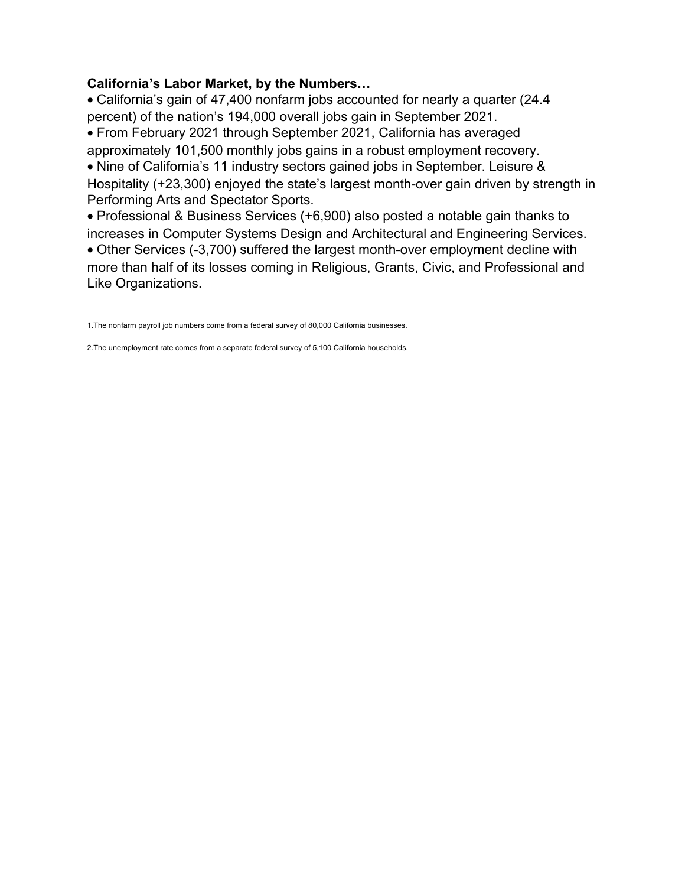**California's Labor Market, by the Numbers…**

- California's gain of 47,400 nonfarm jobs accounted for nearly a quarter (24.4 percent) of the nation's 194,000 overall jobs gain in September 2021.
- From February 2021 through September 2021, California has averaged approximately 101,500 monthly jobs gains in a robust employment recovery.
- Nine of California's 11 industry sectors gained jobs in September. Leisure & Hospitality (+23,300) enjoyed the state's largest month-over gain driven by strength in Performing Arts and Spectator Sports.
- Professional & Business Services (+6,900) also posted a notable gain thanks to increases in Computer Systems Design and Architectural and Engineering Services.
- Other Services (-3,700) suffered the largest month-over employment decline with more than half of its losses coming in Religious, Grants, Civic, and Professional and Like Organizations.

1.The nonfarm payroll job numbers come from a federal survey of 80,000 California businesses.

2.The unemployment rate comes from a separate federal survey of 5,100 California households.